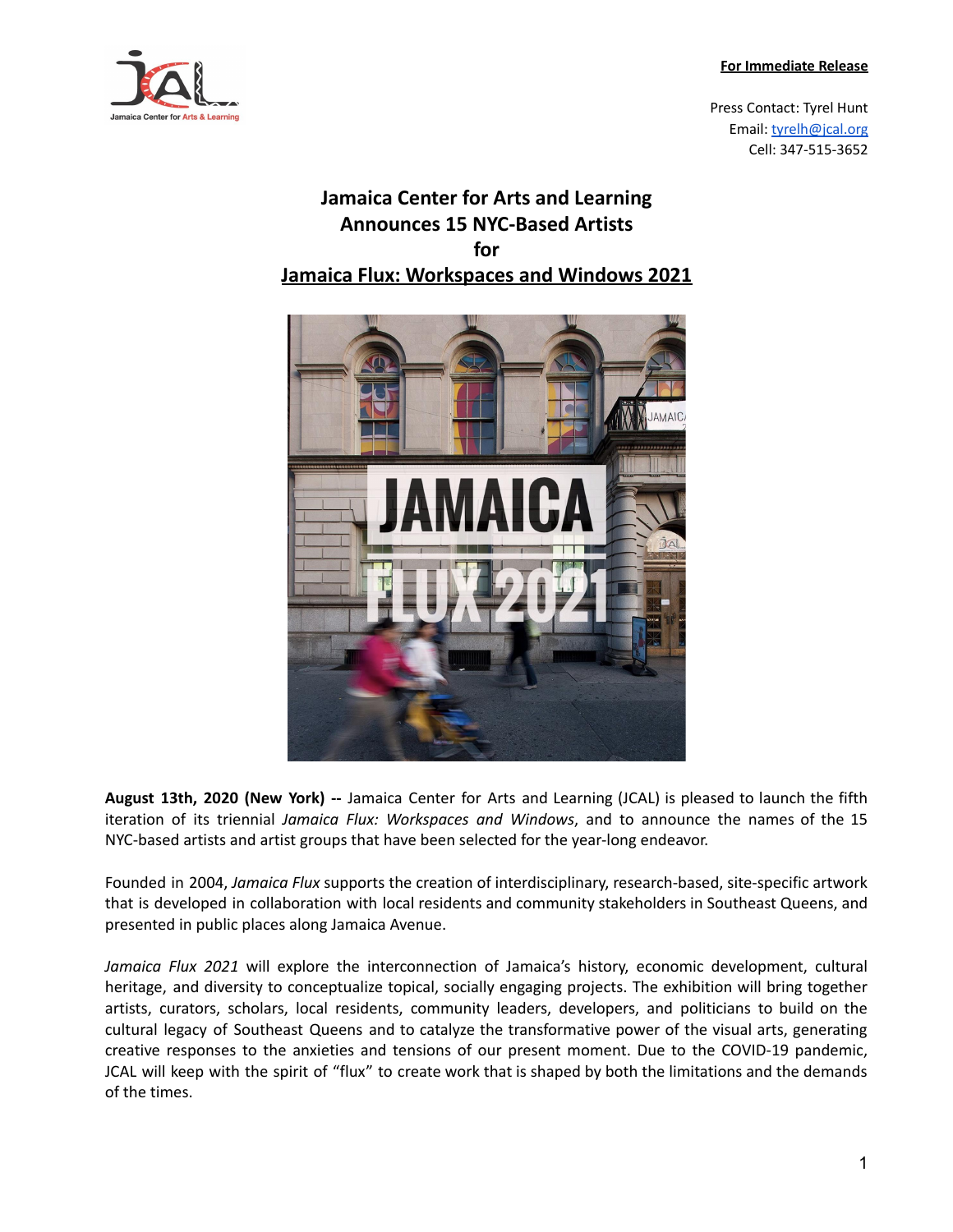**For Immediate Release**

Press Contact: Tyrel Hunt
Email: tyrelh@jcal.org
Cell: 347-515-3652

# Jamaica Center for Arts and Learning Announces 15 NYC-Based Artists for Jamaica Flux: Workspaces and Windows 2021

**August 13th, 2020 (New York) --** Jamaica Center for Arts and Learning (JCAL) is pleased to launch the fifth iteration of its triennial *Jamaica Flux: Workspaces and Windows*, and to announce the names of the 15 NYC-based artists and artist groups that have been selected for the year-long endeavor.

Founded in 2004, *Jamaica Flux* supports the creation of interdisciplinary, research-based, site-specific artwork that is developed in collaboration with local residents and community stakeholders in Southeast Queens, and presented in public places along Jamaica Avenue.

*Jamaica Flux 2021* will explore the interconnection of Jamaica's history, economic development, cultural heritage, and diversity to conceptualize topical, socially engaging projects. The exhibition will bring together artists, curators, scholars, local residents, community leaders, developers, and politicians to build on the cultural legacy of Southeast Queens and to catalyze the transformative power of the visual arts, generating creative responses to the anxieties and tensions of our present moment. Due to the COVID-19 pandemic, JCAL will keep with the spirit of "flux" to create work that is shaped by both the limitations and the demands of the times.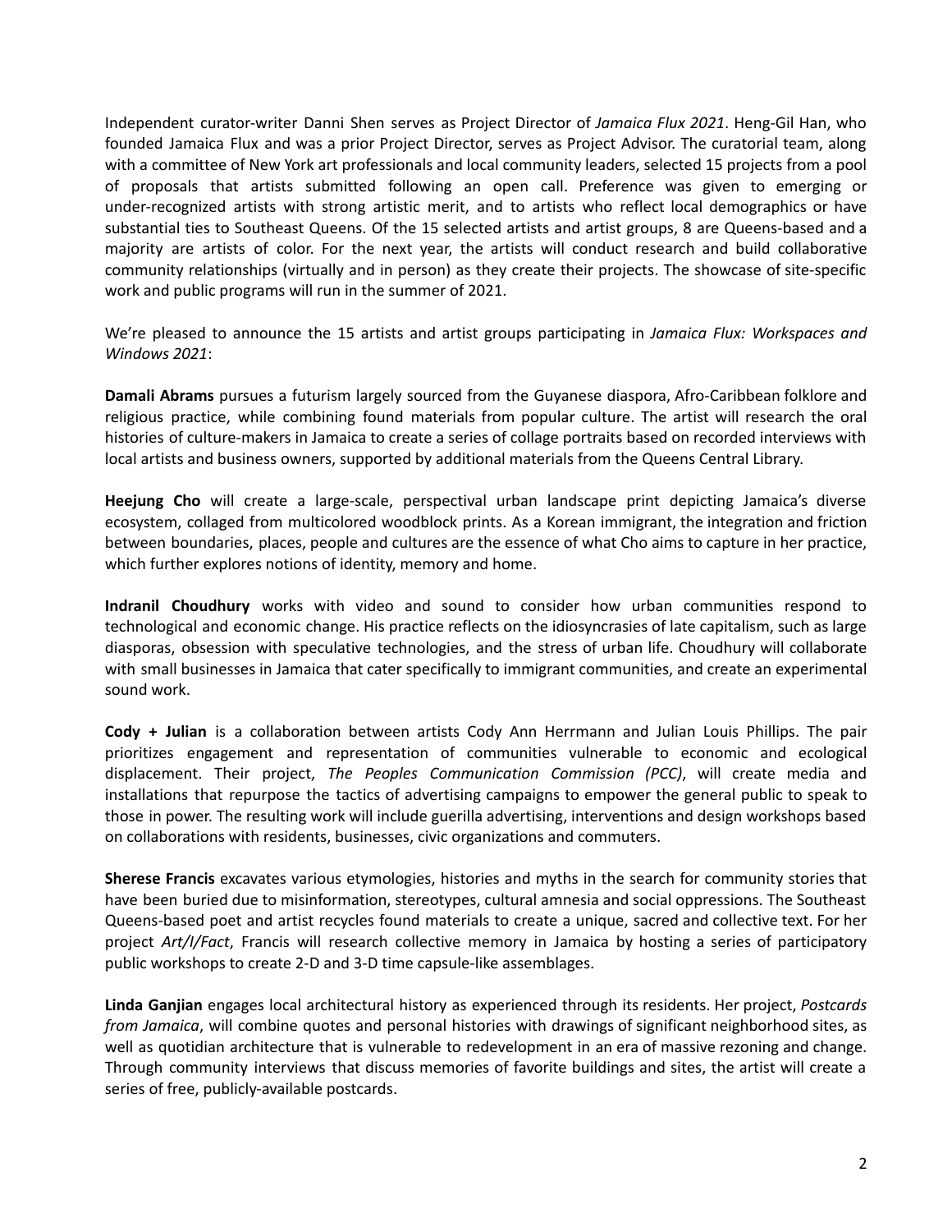Independent curator-writer Danni Shen serves as Project Director of *Jamaica Flux 2021*. Heng-Gil Han, who founded Jamaica Flux and was a prior Project Director, serves as Project Advisor. The curatorial team, along with a committee of New York art professionals and local community leaders, selected 15 projects from a pool of proposals that artists submitted following an open call. Preference was given to emerging or under-recognized artists with strong artistic merit, and to artists who reflect local demographics or have substantial ties to Southeast Queens. Of the 15 selected artists and artist groups, 8 are Queens-based and a majority are artists of color. For the next year, the artists will conduct research and build collaborative community relationships (virtually and in person) as they create their projects. The showcase of site-specific work and public programs will run in the summer of 2021.

We're pleased to announce the 15 artists and artist groups participating in *Jamaica Flux: Workspaces and Windows 2021*:

**Damali Abrams** pursues a futurism largely sourced from the Guyanese diaspora, Afro-Caribbean folklore and religious practice, while combining found materials from popular culture. The artist will research the oral histories of culture-makers in Jamaica to create a series of collage portraits based on recorded interviews with local artists and business owners, supported by additional materials from the Queens Central Library.

**Heejung Cho** will create a large-scale, perspectival urban landscape print depicting Jamaica's diverse ecosystem, collaged from multicolored woodblock prints. As a Korean immigrant, the integration and friction between boundaries, places, people and cultures are the essence of what Cho aims to capture in her practice, which further explores notions of identity, memory and home.

**Indranil Choudhury** works with video and sound to consider how urban communities respond to technological and economic change. His practice reflects on the idiosyncrasies of late capitalism, such as large diasporas, obsession with speculative technologies, and the stress of urban life. Choudhury will collaborate with small businesses in Jamaica that cater specifically to immigrant communities, and create an experimental sound work.

**Cody + Julian** is a collaboration between artists Cody Ann Herrmann and Julian Louis Phillips. The pair prioritizes engagement and representation of communities vulnerable to economic and ecological displacement. Their project, *The Peoples Communication Commission (PCC)*, will create media and installations that repurpose the tactics of advertising campaigns to empower the general public to speak to those in power. The resulting work will include guerilla advertising, interventions and design workshops based on collaborations with residents, businesses, civic organizations and commuters.

**Sherese Francis** excavates various etymologies, histories and myths in the search for community stories that have been buried due to misinformation, stereotypes, cultural amnesia and social oppressions. The Southeast Queens-based poet and artist recycles found materials to create a unique, sacred and collective text. For her project *Art/I/Fact*, Francis will research collective memory in Jamaica by hosting a series of participatory public workshops to create 2-D and 3-D time capsule-like assemblages.

**Linda Ganjian** engages local architectural history as experienced through its residents. Her project, *Postcards from Jamaica*, will combine quotes and personal histories with drawings of significant neighborhood sites, as well as quotidian architecture that is vulnerable to redevelopment in an era of massive rezoning and change. Through community interviews that discuss memories of favorite buildings and sites, the artist will create a series of free, publicly-available postcards.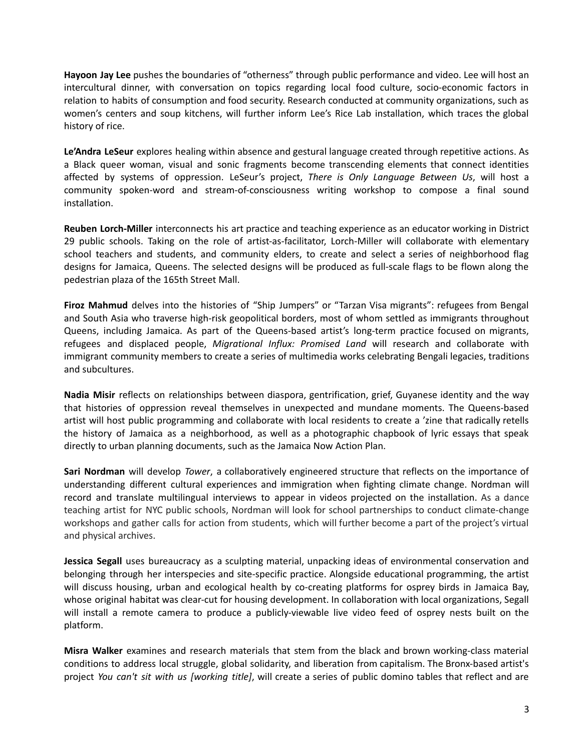**Hayoon Jay Lee** pushes the boundaries of "otherness" through public performance and video. Lee will host an intercultural dinner, with conversation on topics regarding local food culture, socio-economic factors in relation to habits of consumption and food security. Research conducted at community organizations, such as women's centers and soup kitchens, will further inform Lee's Rice Lab installation, which traces the global history of rice.

**Le'Andra LeSeur** explores healing within absence and gestural language created through repetitive actions. As a Black queer woman, visual and sonic fragments become transcending elements that connect identities affected by systems of oppression. LeSeur's project, *There is Only Language Between Us*, will host a community spoken-word and stream-of-consciousness writing workshop to compose a final sound installation.

**Reuben Lorch-Miller** interconnects his art practice and teaching experience as an educator working in District 29 public schools. Taking on the role of artist-as-facilitator, Lorch-Miller will collaborate with elementary school teachers and students, and community elders, to create and select a series of neighborhood flag designs for Jamaica, Queens. The selected designs will be produced as full-scale flags to be flown along the pedestrian plaza of the 165th Street Mall.

**Firoz Mahmud** delves into the histories of "Ship Jumpers" or "Tarzan Visa migrants": refugees from Bengal and South Asia who traverse high-risk geopolitical borders, most of whom settled as immigrants throughout Queens, including Jamaica. As part of the Queens-based artist's long-term practice focused on migrants, refugees and displaced people, *Migrational Influx: Promised Land* will research and collaborate with immigrant community members to create a series of multimedia works celebrating Bengali legacies, traditions and subcultures.

**Nadia Misir** reflects on relationships between diaspora, gentrification, grief, Guyanese identity and the way that histories of oppression reveal themselves in unexpected and mundane moments. The Queens-based artist will host public programming and collaborate with local residents to create a 'zine that radically retells the history of Jamaica as a neighborhood, as well as a photographic chapbook of lyric essays that speak directly to urban planning documents, such as the Jamaica Now Action Plan.

**Sari Nordman** will develop *Tower*, a collaboratively engineered structure that reflects on the importance of understanding different cultural experiences and immigration when fighting climate change. Nordman will record and translate multilingual interviews to appear in videos projected on the installation. As a dance teaching artist for NYC public schools, Nordman will look for school partnerships to conduct climate-change workshops and gather calls for action from students, which will further become a part of the project's virtual and physical archives.

**Jessica Segall** uses bureaucracy as a sculpting material, unpacking ideas of environmental conservation and belonging through her interspecies and site-specific practice. Alongside educational programming, the artist will discuss housing, urban and ecological health by co-creating platforms for osprey birds in Jamaica Bay, whose original habitat was clear-cut for housing development. In collaboration with local organizations, Segall will install a remote camera to produce a publicly-viewable live video feed of osprey nests built on the platform.

**Misra Walker** examines and research materials that stem from the black and brown working-class material conditions to address local struggle, global solidarity, and liberation from capitalism. The Bronx-based artist's project *You can't sit with us [working title]*, will create a series of public domino tables that reflect and are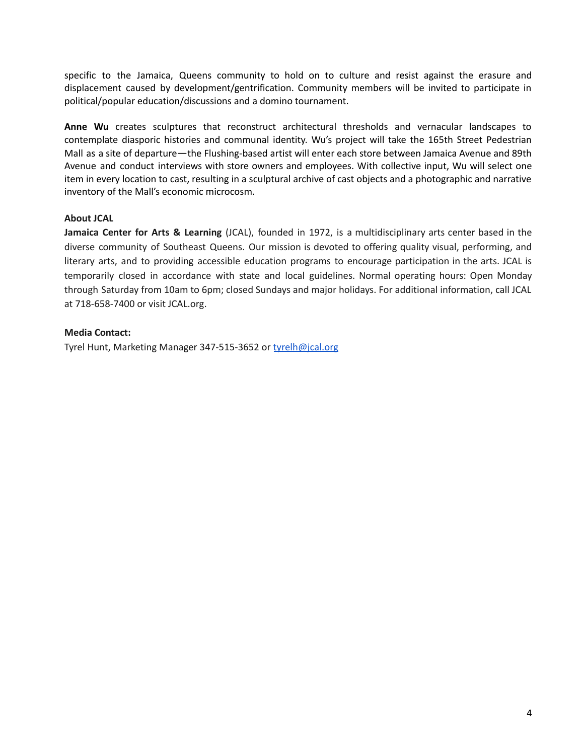specific to the Jamaica, Queens community to hold on to culture and resist against the erasure and displacement caused by development/gentrification. Community members will be invited to participate in political/popular education/discussions and a domino tournament.

**Anne Wu** creates sculptures that reconstruct architectural thresholds and vernacular landscapes to contemplate diasporic histories and communal identity. Wu's project will take the 165th Street Pedestrian Mall as a site of departure—the Flushing-based artist will enter each store between Jamaica Avenue and 89th Avenue and conduct interviews with store owners and employees. With collective input, Wu will select one item in every location to cast, resulting in a sculptural archive of cast objects and a photographic and narrative inventory of the Mall's economic microcosm.

**About JCAL**

**Jamaica Center for Arts & Learning** (JCAL), founded in 1972, is a multidisciplinary arts center based in the diverse community of Southeast Queens. Our mission is devoted to offering quality visual, performing, and literary arts, and to providing accessible education programs to encourage participation in the arts. JCAL is temporarily closed in accordance with state and local guidelines. Normal operating hours: Open Monday through Saturday from 10am to 6pm; closed Sundays and major holidays. For additional information, call JCAL at 718-658-7400 or visit JCAL.org.

**Media Contact:**

Tyrel Hunt, Marketing Manager 347-515-3652 or tyrelh@jcal.org